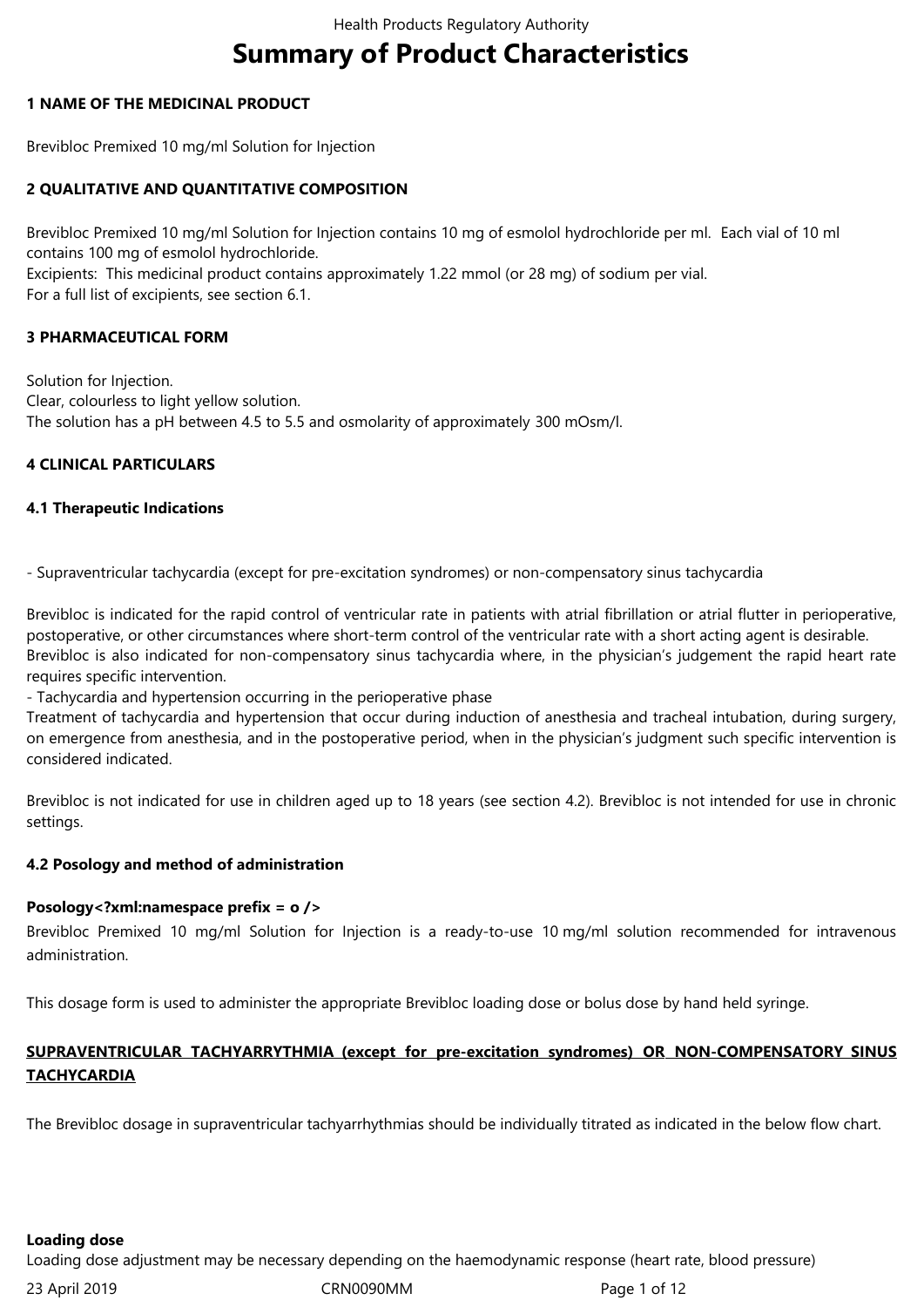# Summary of Product Characteristics

## 1 NAME OF THE MEDICINAL PRODUCT

Brevibloc Premixed 10 mg/ml Solution for Injection

## 2 QUALITATIVE AND QUANTITATIVE COMPOSITION

Brevibloc Premixed 10 mg/ml Solution for Injection contains 10 mg of esmolol hydrochloride per ml. Each vial of 10 ml contains 100 mg of esmolol hydrochloride.
Excipients: This medicinal product contains approximately 1.22 mmol (or 28 mg) of sodium per vial.
For a full list of excipients, see section 6.1.

## 3 PHARMACEUTICAL FORM

Solution for Injection.
Clear, colourless to light yellow solution.
The solution has a pH between 4.5 to 5.5 and osmolarity of approximately 300 mOsm/l.

## 4 CLINICAL PARTICULARS

### 4.1 Therapeutic Indications

- Supraventricular tachycardia (except for pre-excitation syndromes) or non-compensatory sinus tachycardia

Brevibloc is indicated for the rapid control of ventricular rate in patients with atrial fibrillation or atrial flutter in perioperative, postoperative, or other circumstances where short-term control of the ventricular rate with a short acting agent is desirable.
Brevibloc is also indicated for non-compensatory sinus tachycardia where, in the physician's judgement the rapid heart rate requires specific intervention.

- Tachycardia and hypertension occurring in the perioperative phase

Treatment of tachycardia and hypertension that occur during induction of anesthesia and tracheal intubation, during surgery, on emergence from anesthesia, and in the postoperative period, when in the physician's judgment such specific intervention is considered indicated.

Brevibloc is not indicated for use in children aged up to 18 years (see section 4.2). Brevibloc is not intended for use in chronic settings.

### 4.2 Posology and method of administration

**Posology<?xml:namespace prefix = o />**

Brevibloc Premixed 10 mg/ml Solution for Injection is a ready-to-use 10 mg/ml solution recommended for intravenous administration.

This dosage form is used to administer the appropriate Brevibloc loading dose or bolus dose by hand held syringe.

**SUPRAVENTRICULAR TACHYARRYTHMIA (except for pre-excitation syndromes) OR NON-COMPENSATORY SINUS TACHYCARDIA**

The Brevibloc dosage in supraventricular tachyarrhythmias should be individually titrated as indicated in the below flow chart.

**Loading dose**

Loading dose adjustment may be necessary depending on the haemodynamic response (heart rate, blood pressure)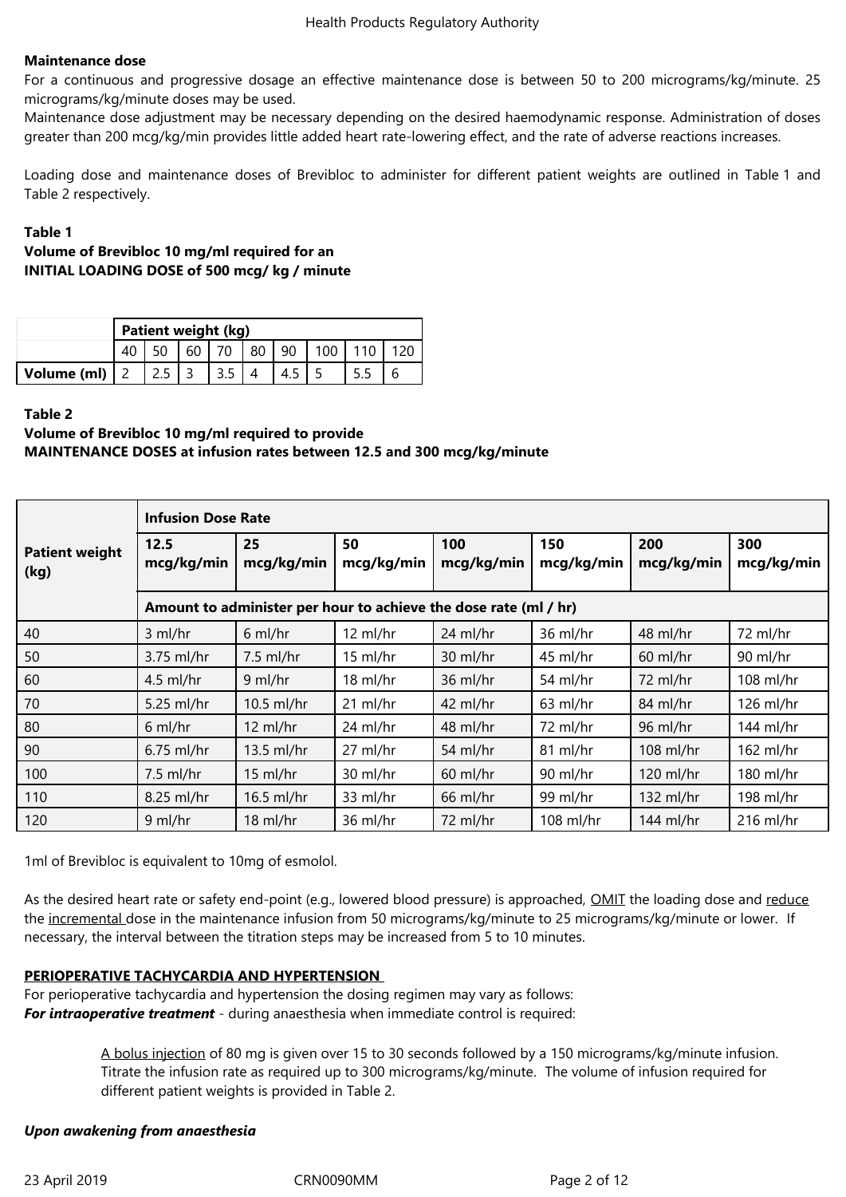**Maintenance dose**

For a continuous and progressive dosage an effective maintenance dose is between 50 to 200 micrograms/kg/minute. 25 micrograms/kg/minute doses may be used.

Maintenance dose adjustment may be necessary depending on the desired haemodynamic response. Administration of doses greater than 200 mcg/kg/min provides little added heart rate-lowering effect, and the rate of adverse reactions increases.

Loading dose and maintenance doses of Brevibloc to administer for different patient weights are outlined in Table 1 and Table 2 respectively.

**Table 1**
**Volume of Brevibloc 10 mg/ml required for an**
**INITIAL LOADING DOSE of 500 mcg/ kg / minute**

| | **Patient weight (kg)** | | | | | | | | |
|---|---|---|---|---|---|---|---|---|---|
| | 40 | 50 | 60 | 70 | 80 | 90 | 100 | 110 | 120 |
| **Volume (ml)** | 2 | 2.5 | 3 | 3.5 | 4 | 4.5 | 5 | 5.5 | 6 |

**Table 2**
**Volume of Brevibloc 10 mg/ml required to provide**
**MAINTENANCE DOSES at infusion rates between 12.5 and 300 mcg/kg/minute**

| **Patient weight (kg)** | **Infusion Dose Rate** | | | | | | |
|---|---|---|---|---|---|---|---|
| | **12.5 mcg/kg/min** | **25 mcg/kg/min** | **50 mcg/kg/min** | **100 mcg/kg/min** | **150 mcg/kg/min** | **200 mcg/kg/min** | **300 mcg/kg/min** |
| | **Amount to administer per hour to achieve the dose rate (ml / hr)** | | | | | | |
| 40 | 3 ml/hr | 6 ml/hr | 12 ml/hr | 24 ml/hr | 36 ml/hr | 48 ml/hr | 72 ml/hr |
| 50 | 3.75 ml/hr | 7.5 ml/hr | 15 ml/hr | 30 ml/hr | 45 ml/hr | 60 ml/hr | 90 ml/hr |
| 60 | 4.5 ml/hr | 9 ml/hr | 18 ml/hr | 36 ml/hr | 54 ml/hr | 72 ml/hr | 108 ml/hr |
| 70 | 5.25 ml/hr | 10.5 ml/hr | 21 ml/hr | 42 ml/hr | 63 ml/hr | 84 ml/hr | 126 ml/hr |
| 80 | 6 ml/hr | 12 ml/hr | 24 ml/hr | 48 ml/hr | 72 ml/hr | 96 ml/hr | 144 ml/hr |
| 90 | 6.75 ml/hr | 13.5 ml/hr | 27 ml/hr | 54 ml/hr | 81 ml/hr | 108 ml/hr | 162 ml/hr |
| 100 | 7.5 ml/hr | 15 ml/hr | 30 ml/hr | 60 ml/hr | 90 ml/hr | 120 ml/hr | 180 ml/hr |
| 110 | 8.25 ml/hr | 16.5 ml/hr | 33 ml/hr | 66 ml/hr | 99 ml/hr | 132 ml/hr | 198 ml/hr |
| 120 | 9 ml/hr | 18 ml/hr | 36 ml/hr | 72 ml/hr | 108 ml/hr | 144 ml/hr | 216 ml/hr |

1ml of Brevibloc is equivalent to 10mg of esmolol.

As the desired heart rate or safety end-point (e.g., lowered blood pressure) is approached, OMIT the loading dose and reduce the incremental dose in the maintenance infusion from 50 micrograms/kg/minute to 25 micrograms/kg/minute or lower. If necessary, the interval between the titration steps may be increased from 5 to 10 minutes.

**PERIOPERATIVE TACHYCARDIA AND HYPERTENSION**

For perioperative tachycardia and hypertension the dosing regimen may vary as follows:

***For intraoperative treatment*** - during anaesthesia when immediate control is required:

> A bolus injection of 80 mg is given over 15 to 30 seconds followed by a 150 micrograms/kg/minute infusion. Titrate the infusion rate as required up to 300 micrograms/kg/minute. The volume of infusion required for different patient weights is provided in Table 2.

***Upon awakening from anaesthesia***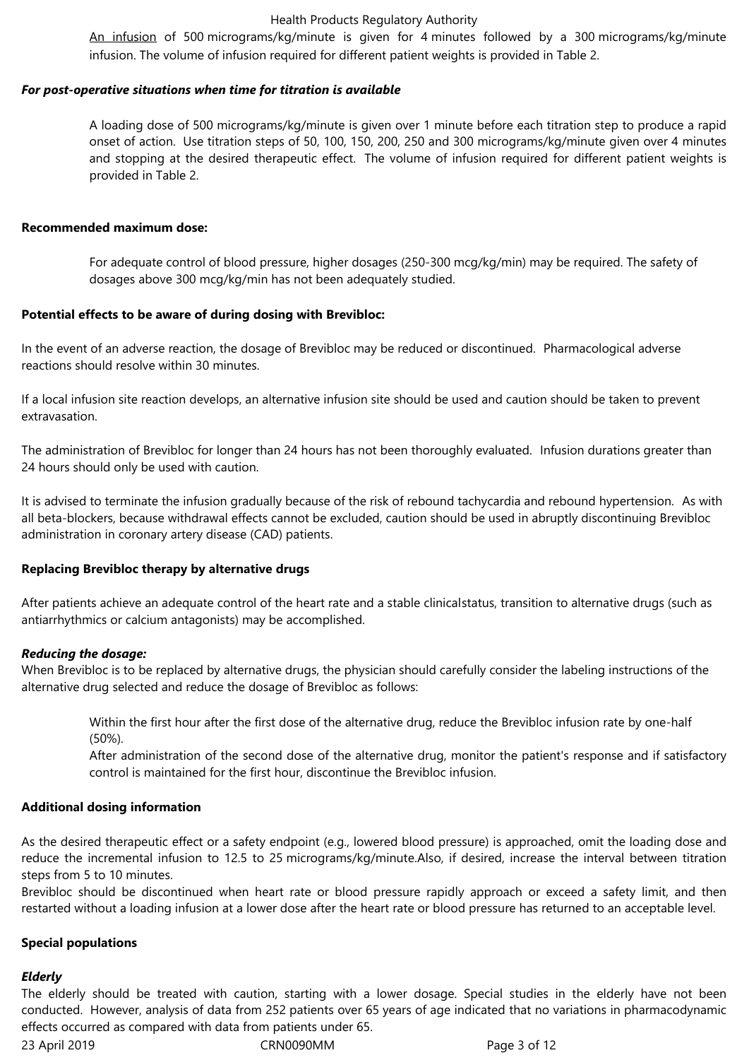An infusion of 500 micrograms/kg/minute is given for 4 minutes followed by a 300 micrograms/kg/minute infusion. The volume of infusion required for different patient weights is provided in Table 2.

***For post-operative situations when time for titration is available***

A loading dose of 500 micrograms/kg/minute is given over 1 minute before each titration step to produce a rapid onset of action. Use titration steps of 50, 100, 150, 200, 250 and 300 micrograms/kg/minute given over 4 minutes and stopping at the desired therapeutic effect. The volume of infusion required for different patient weights is provided in Table 2.

**Recommended maximum dose:**

For adequate control of blood pressure, higher dosages (250-300 mcg/kg/min) may be required. The safety of dosages above 300 mcg/kg/min has not been adequately studied.

**Potential effects to be aware of during dosing with Brevibloc:**

In the event of an adverse reaction, the dosage of Brevibloc may be reduced or discontinued. Pharmacological adverse reactions should resolve within 30 minutes.

If a local infusion site reaction develops, an alternative infusion site should be used and caution should be taken to prevent extravasation.

The administration of Brevibloc for longer than 24 hours has not been thoroughly evaluated. Infusion durations greater than 24 hours should only be used with caution.

It is advised to terminate the infusion gradually because of the risk of rebound tachycardia and rebound hypertension. As with all beta-blockers, because withdrawal effects cannot be excluded, caution should be used in abruptly discontinuing Brevibloc administration in coronary artery disease (CAD) patients.

**Replacing Brevibloc therapy by alternative drugs**

After patients achieve an adequate control of the heart rate and a stable clinicalstatus, transition to alternative drugs (such as antiarrhythmics or calcium antagonists) may be accomplished.

***Reducing the dosage:***

When Brevibloc is to be replaced by alternative drugs, the physician should carefully consider the labeling instructions of the alternative drug selected and reduce the dosage of Brevibloc as follows:

Within the first hour after the first dose of the alternative drug, reduce the Brevibloc infusion rate by one-half (50%).

After administration of the second dose of the alternative drug, monitor the patient's response and if satisfactory control is maintained for the first hour, discontinue the Brevibloc infusion.

**Additional dosing information**

As the desired therapeutic effect or a safety endpoint (e.g., lowered blood pressure) is approached, omit the loading dose and reduce the incremental infusion to 12.5 to 25 micrograms/kg/minute.Also, if desired, increase the interval between titration steps from 5 to 10 minutes.

Brevibloc should be discontinued when heart rate or blood pressure rapidly approach or exceed a safety limit, and then restarted without a loading infusion at a lower dose after the heart rate or blood pressure has returned to an acceptable level.

**Special populations**

***Elderly***

The elderly should be treated with caution, starting with a lower dosage. Special studies in the elderly have not been conducted. However, analysis of data from 252 patients over 65 years of age indicated that no variations in pharmacodynamic effects occurred as compared with data from patients under 65.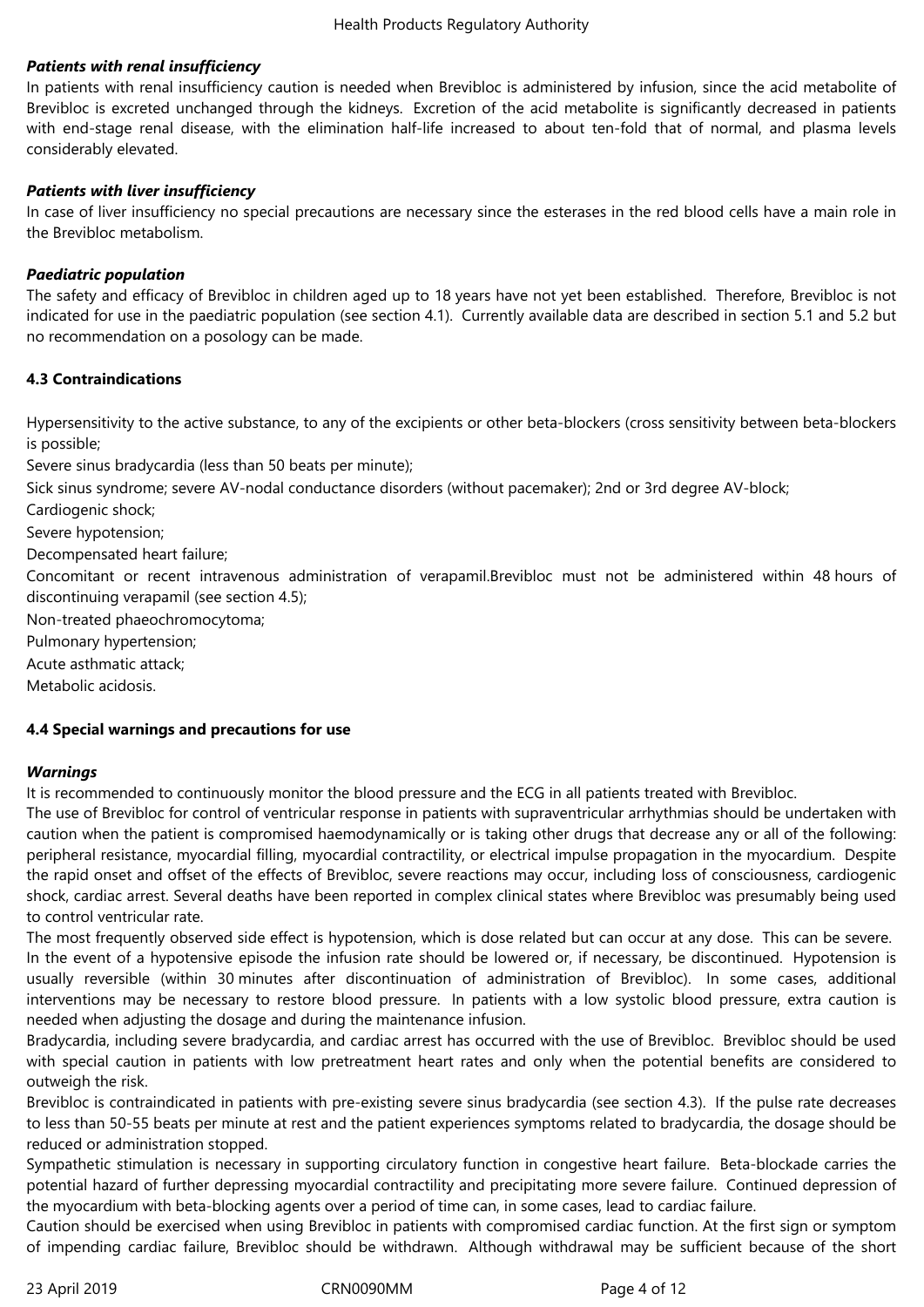***Patients with renal insufficiency***

In patients with renal insufficiency caution is needed when Brevibloc is administered by infusion, since the acid metabolite of Brevibloc is excreted unchanged through the kidneys. Excretion of the acid metabolite is significantly decreased in patients with end-stage renal disease, with the elimination half-life increased to about ten-fold that of normal, and plasma levels considerably elevated.

***Patients with liver insufficiency***

In case of liver insufficiency no special precautions are necessary since the esterases in the red blood cells have a main role in the Brevibloc metabolism.

***Paediatric population***

The safety and efficacy of Brevibloc in children aged up to 18 years have not yet been established. Therefore, Brevibloc is not indicated for use in the paediatric population (see section 4.1). Currently available data are described in section 5.1 and 5.2 but no recommendation on a posology can be made.

**4.3 Contraindications**

Hypersensitivity to the active substance, to any of the excipients or other beta-blockers (cross sensitivity between beta-blockers is possible;

Severe sinus bradycardia (less than 50 beats per minute);

Sick sinus syndrome; severe AV-nodal conductance disorders (without pacemaker); 2nd or 3rd degree AV-block;

Cardiogenic shock;

Severe hypotension;

Decompensated heart failure;

Concomitant or recent intravenous administration of verapamil.Brevibloc must not be administered within 48 hours of discontinuing verapamil (see section 4.5);

Non-treated phaeochromocytoma;

Pulmonary hypertension;

Acute asthmatic attack;

Metabolic acidosis.

**4.4 Special warnings and precautions for use**

***Warnings***

It is recommended to continuously monitor the blood pressure and the ECG in all patients treated with Brevibloc.

The use of Brevibloc for control of ventricular response in patients with supraventricular arrhythmias should be undertaken with caution when the patient is compromised haemodynamically or is taking other drugs that decrease any or all of the following: peripheral resistance, myocardial filling, myocardial contractility, or electrical impulse propagation in the myocardium. Despite the rapid onset and offset of the effects of Brevibloc, severe reactions may occur, including loss of consciousness, cardiogenic shock, cardiac arrest. Several deaths have been reported in complex clinical states where Brevibloc was presumably being used to control ventricular rate.

The most frequently observed side effect is hypotension, which is dose related but can occur at any dose. This can be severe. In the event of a hypotensive episode the infusion rate should be lowered or, if necessary, be discontinued. Hypotension is usually reversible (within 30 minutes after discontinuation of administration of Brevibloc). In some cases, additional interventions may be necessary to restore blood pressure. In patients with a low systolic blood pressure, extra caution is needed when adjusting the dosage and during the maintenance infusion.

Bradycardia, including severe bradycardia, and cardiac arrest has occurred with the use of Brevibloc. Brevibloc should be used with special caution in patients with low pretreatment heart rates and only when the potential benefits are considered to outweigh the risk.

Brevibloc is contraindicated in patients with pre-existing severe sinus bradycardia (see section 4.3). If the pulse rate decreases to less than 50-55 beats per minute at rest and the patient experiences symptoms related to bradycardia, the dosage should be reduced or administration stopped.

Sympathetic stimulation is necessary in supporting circulatory function in congestive heart failure. Beta-blockade carries the potential hazard of further depressing myocardial contractility and precipitating more severe failure. Continued depression of the myocardium with beta-blocking agents over a period of time can, in some cases, lead to cardiac failure.

Caution should be exercised when using Brevibloc in patients with compromised cardiac function. At the first sign or symptom of impending cardiac failure, Brevibloc should be withdrawn. Although withdrawal may be sufficient because of the short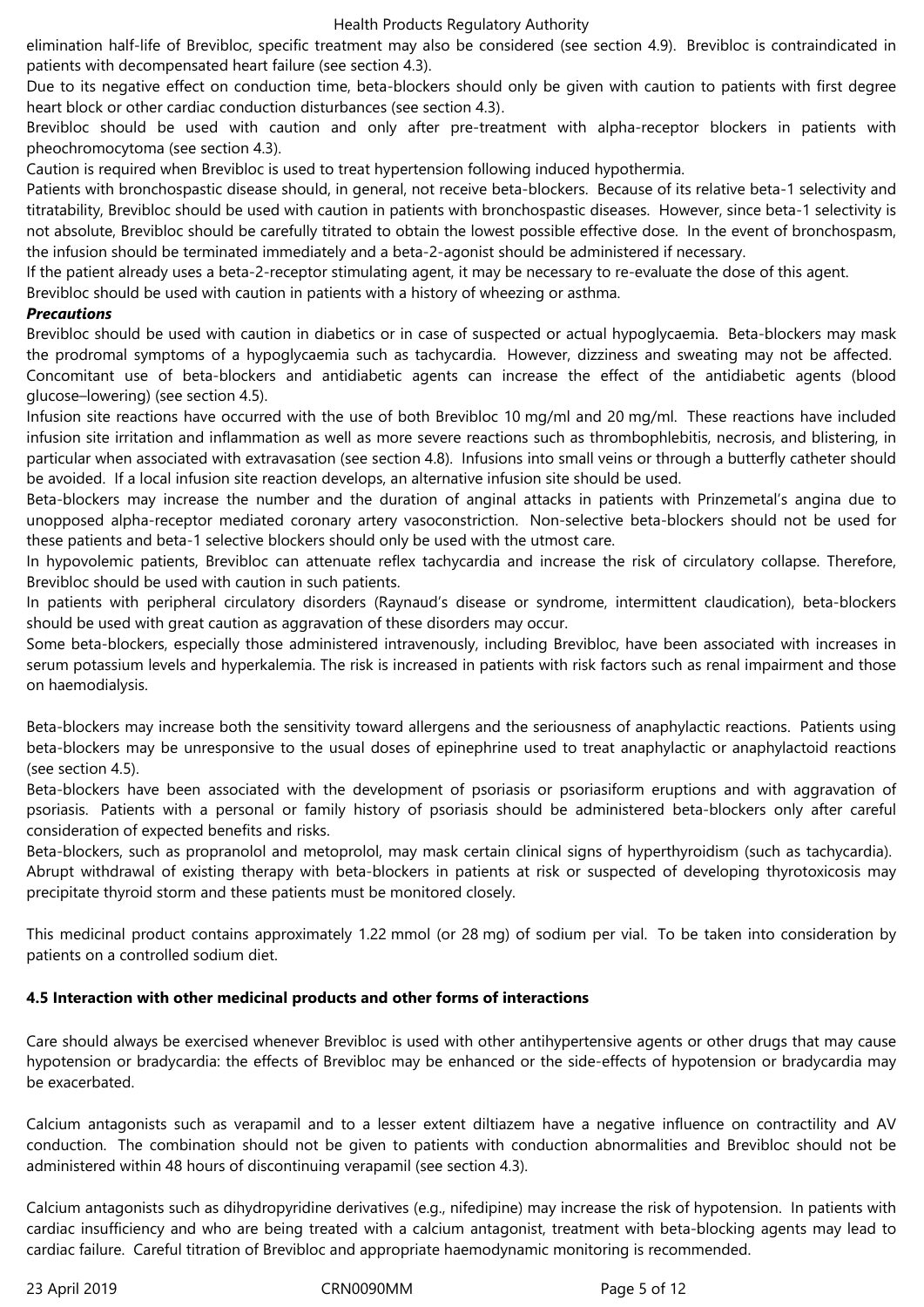elimination half-life of Brevibloc, specific treatment may also be considered (see section 4.9). Brevibloc is contraindicated in patients with decompensated heart failure (see section 4.3).

Due to its negative effect on conduction time, beta-blockers should only be given with caution to patients with first degree heart block or other cardiac conduction disturbances (see section 4.3).

Brevibloc should be used with caution and only after pre-treatment with alpha-receptor blockers in patients with pheochromocytoma (see section 4.3).

Caution is required when Brevibloc is used to treat hypertension following induced hypothermia.

Patients with bronchospastic disease should, in general, not receive beta-blockers. Because of its relative beta-1 selectivity and titratability, Brevibloc should be used with caution in patients with bronchospastic diseases. However, since beta-1 selectivity is not absolute, Brevibloc should be carefully titrated to obtain the lowest possible effective dose. In the event of bronchospasm, the infusion should be terminated immediately and a beta-2-agonist should be administered if necessary.

If the patient already uses a beta-2-receptor stimulating agent, it may be necessary to re-evaluate the dose of this agent.

Brevibloc should be used with caution in patients with a history of wheezing or asthma.

***Precautions***

Brevibloc should be used with caution in diabetics or in case of suspected or actual hypoglycaemia. Beta-blockers may mask the prodromal symptoms of a hypoglycaemia such as tachycardia. However, dizziness and sweating may not be affected. Concomitant use of beta-blockers and antidiabetic agents can increase the effect of the antidiabetic agents (blood glucose–lowering) (see section 4.5).

Infusion site reactions have occurred with the use of both Brevibloc 10 mg/ml and 20 mg/ml. These reactions have included infusion site irritation and inflammation as well as more severe reactions such as thrombophlebitis, necrosis, and blistering, in particular when associated with extravasation (see section 4.8). Infusions into small veins or through a butterfly catheter should be avoided. If a local infusion site reaction develops, an alternative infusion site should be used.

Beta-blockers may increase the number and the duration of anginal attacks in patients with Prinzemetal's angina due to unopposed alpha-receptor mediated coronary artery vasoconstriction. Non-selective beta-blockers should not be used for these patients and beta-1 selective blockers should only be used with the utmost care.

In hypovolemic patients, Brevibloc can attenuate reflex tachycardia and increase the risk of circulatory collapse. Therefore, Brevibloc should be used with caution in such patients.

In patients with peripheral circulatory disorders (Raynaud's disease or syndrome, intermittent claudication), beta-blockers should be used with great caution as aggravation of these disorders may occur.

Some beta-blockers, especially those administered intravenously, including Brevibloc, have been associated with increases in serum potassium levels and hyperkalemia. The risk is increased in patients with risk factors such as renal impairment and those on haemodialysis.

Beta-blockers may increase both the sensitivity toward allergens and the seriousness of anaphylactic reactions. Patients using beta-blockers may be unresponsive to the usual doses of epinephrine used to treat anaphylactic or anaphylactoid reactions (see section 4.5).

Beta-blockers have been associated with the development of psoriasis or psoriasiform eruptions and with aggravation of psoriasis. Patients with a personal or family history of psoriasis should be administered beta-blockers only after careful consideration of expected benefits and risks.

Beta-blockers, such as propranolol and metoprolol, may mask certain clinical signs of hyperthyroidism (such as tachycardia). Abrupt withdrawal of existing therapy with beta-blockers in patients at risk or suspected of developing thyrotoxicosis may precipitate thyroid storm and these patients must be monitored closely.

This medicinal product contains approximately 1.22 mmol (or 28 mg) of sodium per vial. To be taken into consideration by patients on a controlled sodium diet.

### 4.5 Interaction with other medicinal products and other forms of interactions

Care should always be exercised whenever Brevibloc is used with other antihypertensive agents or other drugs that may cause hypotension or bradycardia: the effects of Brevibloc may be enhanced or the side-effects of hypotension or bradycardia may be exacerbated.

Calcium antagonists such as verapamil and to a lesser extent diltiazem have a negative influence on contractility and AV conduction. The combination should not be given to patients with conduction abnormalities and Brevibloc should not be administered within 48 hours of discontinuing verapamil (see section 4.3).

Calcium antagonists such as dihydropyridine derivatives (e.g., nifedipine) may increase the risk of hypotension. In patients with cardiac insufficiency and who are being treated with a calcium antagonist, treatment with beta-blocking agents may lead to cardiac failure. Careful titration of Brevibloc and appropriate haemodynamic monitoring is recommended.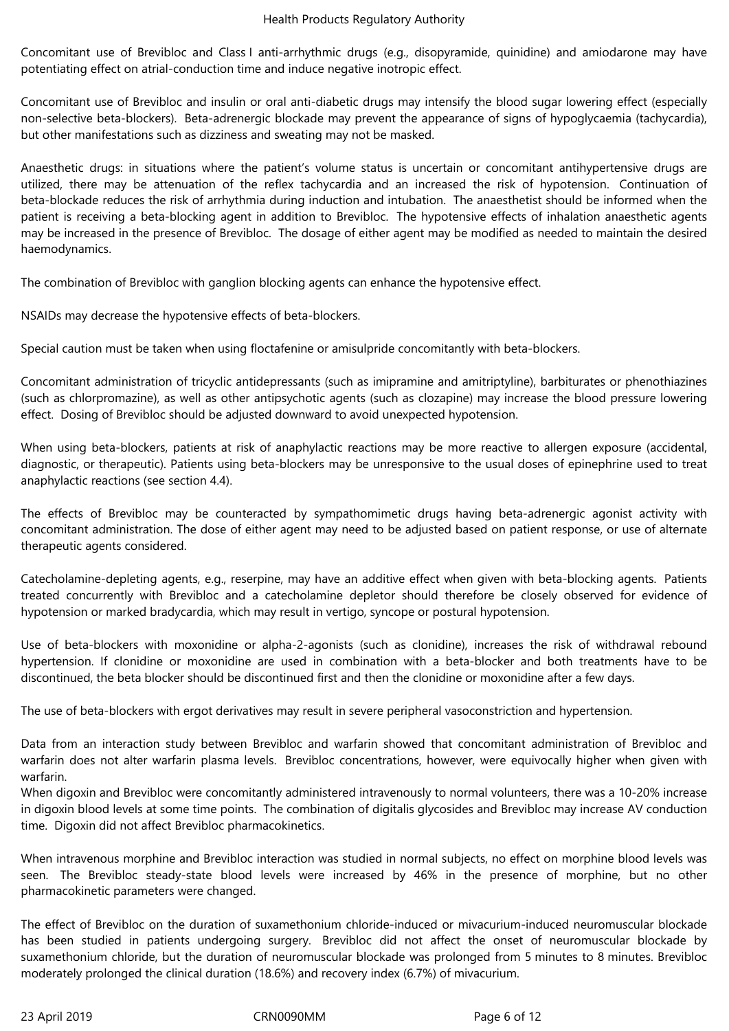Concomitant use of Brevibloc and Class I anti-arrhythmic drugs (e.g., disopyramide, quinidine) and amiodarone may have potentiating effect on atrial-conduction time and induce negative inotropic effect.

Concomitant use of Brevibloc and insulin or oral anti-diabetic drugs may intensify the blood sugar lowering effect (especially non-selective beta-blockers). Beta-adrenergic blockade may prevent the appearance of signs of hypoglycaemia (tachycardia), but other manifestations such as dizziness and sweating may not be masked.

Anaesthetic drugs: in situations where the patient's volume status is uncertain or concomitant antihypertensive drugs are utilized, there may be attenuation of the reflex tachycardia and an increased the risk of hypotension. Continuation of beta-blockade reduces the risk of arrhythmia during induction and intubation. The anaesthetist should be informed when the patient is receiving a beta-blocking agent in addition to Brevibloc. The hypotensive effects of inhalation anaesthetic agents may be increased in the presence of Brevibloc. The dosage of either agent may be modified as needed to maintain the desired haemodynamics.

The combination of Brevibloc with ganglion blocking agents can enhance the hypotensive effect.

NSAIDs may decrease the hypotensive effects of beta-blockers.

Special caution must be taken when using floctafenine or amisulpride concomitantly with beta-blockers.

Concomitant administration of tricyclic antidepressants (such as imipramine and amitriptyline), barbiturates or phenothiazines (such as chlorpromazine), as well as other antipsychotic agents (such as clozapine) may increase the blood pressure lowering effect. Dosing of Brevibloc should be adjusted downward to avoid unexpected hypotension.

When using beta-blockers, patients at risk of anaphylactic reactions may be more reactive to allergen exposure (accidental, diagnostic, or therapeutic). Patients using beta-blockers may be unresponsive to the usual doses of epinephrine used to treat anaphylactic reactions (see section 4.4).

The effects of Brevibloc may be counteracted by sympathomimetic drugs having beta-adrenergic agonist activity with concomitant administration. The dose of either agent may need to be adjusted based on patient response, or use of alternate therapeutic agents considered.

Catecholamine-depleting agents, e.g., reserpine, may have an additive effect when given with beta-blocking agents. Patients treated concurrently with Brevibloc and a catecholamine depletor should therefore be closely observed for evidence of hypotension or marked bradycardia, which may result in vertigo, syncope or postural hypotension.

Use of beta-blockers with moxonidine or alpha-2-agonists (such as clonidine), increases the risk of withdrawal rebound hypertension. If clonidine or moxonidine are used in combination with a beta-blocker and both treatments have to be discontinued, the beta blocker should be discontinued first and then the clonidine or moxonidine after a few days.

The use of beta-blockers with ergot derivatives may result in severe peripheral vasoconstriction and hypertension.

Data from an interaction study between Brevibloc and warfarin showed that concomitant administration of Brevibloc and warfarin does not alter warfarin plasma levels. Brevibloc concentrations, however, were equivocally higher when given with warfarin.
When digoxin and Brevibloc were concomitantly administered intravenously to normal volunteers, there was a 10-20% increase in digoxin blood levels at some time points. The combination of digitalis glycosides and Brevibloc may increase AV conduction time. Digoxin did not affect Brevibloc pharmacokinetics.

When intravenous morphine and Brevibloc interaction was studied in normal subjects, no effect on morphine blood levels was seen. The Brevibloc steady-state blood levels were increased by 46% in the presence of morphine, but no other pharmacokinetic parameters were changed.

The effect of Brevibloc on the duration of suxamethonium chloride-induced or mivacurium-induced neuromuscular blockade has been studied in patients undergoing surgery. Brevibloc did not affect the onset of neuromuscular blockade by suxamethonium chloride, but the duration of neuromuscular blockade was prolonged from 5 minutes to 8 minutes. Brevibloc moderately prolonged the clinical duration (18.6%) and recovery index (6.7%) of mivacurium.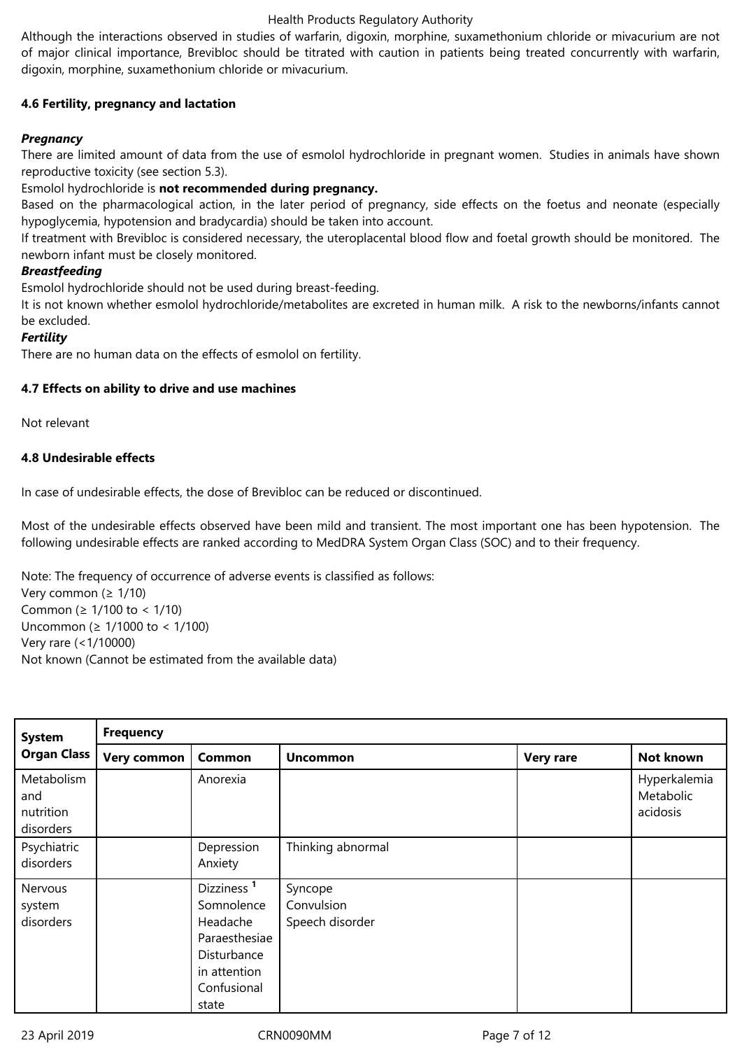Although the interactions observed in studies of warfarin, digoxin, morphine, suxamethonium chloride or mivacurium are not of major clinical importance, Brevibloc should be titrated with caution in patients being treated concurrently with warfarin, digoxin, morphine, suxamethonium chloride or mivacurium.

### 4.6 Fertility, pregnancy and lactation

***Pregnancy***

There are limited amount of data from the use of esmolol hydrochloride in pregnant women. Studies in animals have shown reproductive toxicity (see section 5.3).

Esmolol hydrochloride is **not recommended during pregnancy.**

Based on the pharmacological action, in the later period of pregnancy, side effects on the foetus and neonate (especially hypoglycemia, hypotension and bradycardia) should be taken into account.

If treatment with Brevibloc is considered necessary, the uteroplacental blood flow and foetal growth should be monitored. The newborn infant must be closely monitored.

***Breastfeeding***

Esmolol hydrochloride should not be used during breast-feeding.

It is not known whether esmolol hydrochloride/metabolites are excreted in human milk. A risk to the newborns/infants cannot be excluded.

***Fertility***

There are no human data on the effects of esmolol on fertility.

### 4.7 Effects on ability to drive and use machines

Not relevant

### 4.8 Undesirable effects

In case of undesirable effects, the dose of Brevibloc can be reduced or discontinued.

Most of the undesirable effects observed have been mild and transient. The most important one has been hypotension. The following undesirable effects are ranked according to MedDRA System Organ Class (SOC) and to their frequency.

Note: The frequency of occurrence of adverse events is classified as follows:
Very common (≥ 1/10)
Common (≥ 1/100 to < 1/10)
Uncommon (≥ 1/1000 to < 1/100)
Very rare (<1/10000)
Not known (Cannot be estimated from the available data)

| System Organ Class | Frequency | | | | |
|---|---|---|---|---|---|
| | Very common | Common | Uncommon | Very rare | Not known |
| Metabolism and nutrition disorders | | Anorexia | | | Hyperkalemia<br>Metabolic acidosis |
| Psychiatric disorders | | Depression<br>Anxiety | Thinking abnormal | | |
| Nervous system disorders | | Dizziness [1]<br>Somnolence<br>Headache<br>Paraesthesiae<br>Disturbance in attention<br>Confusional state | Syncope<br>Convulsion<br>Speech disorder | | |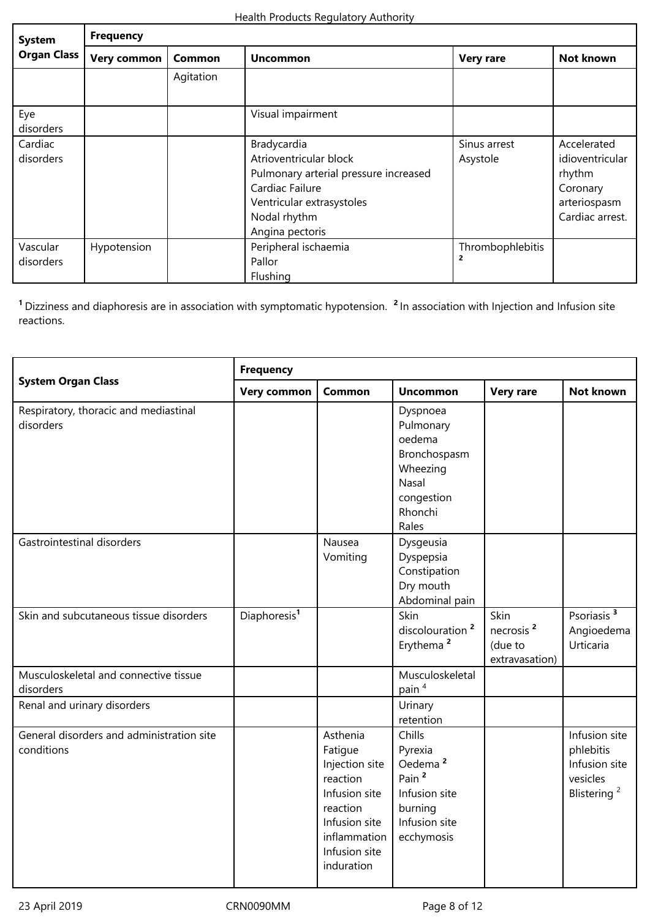| System Organ Class | Frequency | | | | |
|---|---|---|---|---|---|
| | Very common | Common | Uncommon | Very rare | Not known |
| | | Agitation | | | |
| Eye disorders | | | Visual impairment | | |
| Cardiac disorders | | | Bradycardia<br>Atrioventricular block<br>Pulmonary arterial pressure increased<br>Cardiac Failure<br>Ventricular extrasystoles<br>Nodal rhythm<br>Angina pectoris | Sinus arrest<br>Asystole | Accelerated idioventricular rhythm<br>Coronary arteriospasm<br>Cardiac arrest. |
| Vascular disorders | Hypotension | | Peripheral ischaemia<br>Pallor<br>Flushing | Thrombophlebitis [2] | |

[1] Dizziness and diaphoresis are in association with symptomatic hypotension. [2] In association with Injection and Infusion site reactions.

| System Organ Class | Frequency | | | | |
|---|---|---|---|---|---|
| | Very common | Common | Uncommon | Very rare | Not known |
| Respiratory, thoracic and mediastinal disorders | | | Dyspnoea<br>Pulmonary oedema<br>Bronchospasm<br>Wheezing<br>Nasal congestion<br>Rhonchi<br>Rales | | |
| Gastrointestinal disorders | | Nausea<br>Vomiting | Dysgeusia<br>Dyspepsia<br>Constipation<br>Dry mouth<br>Abdominal pain | | |
| Skin and subcutaneous tissue disorders | Diaphoresis[1] | | Skin discolouration [2]<br>Erythema [2] | Skin necrosis [2] (due to extravasation) | Psoriasis [3]<br>Angioedema<br>Urticaria |
| Musculoskeletal and connective tissue disorders | | | Musculoskeletal pain [4] | | |
| Renal and urinary disorders | | | Urinary retention | | |
| General disorders and administration site conditions | | Asthenia<br>Fatigue<br>Injection site reaction<br>Infusion site reaction<br>Infusion site inflammation<br>Infusion site induration | Chills<br>Pyrexia<br>Oedema [2]<br>Pain [2]<br>Infusion site burning<br>Infusion site ecchymosis | | Infusion site phlebitis<br>Infusion site vesicles<br>Blistering [2] |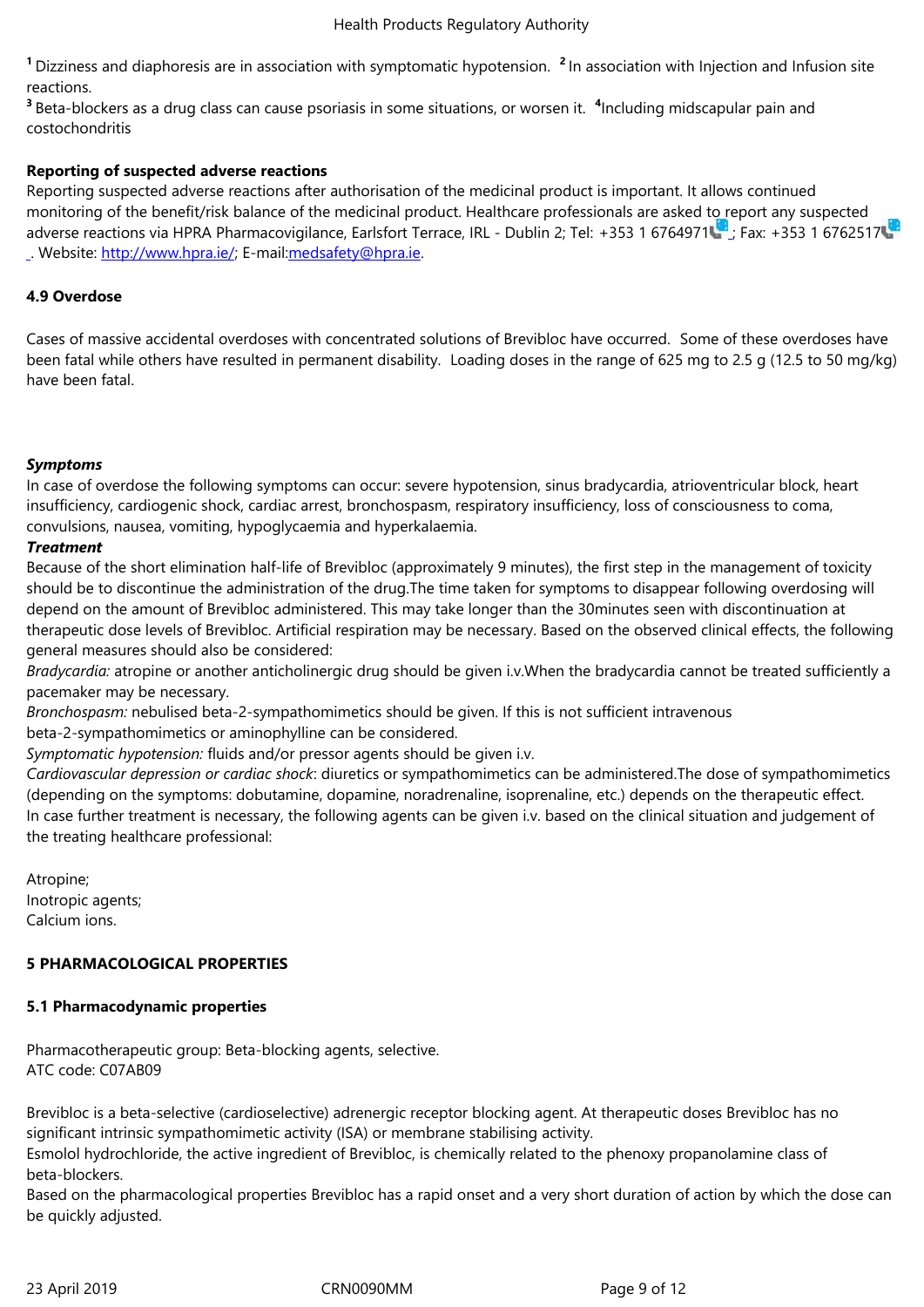[1] Dizziness and diaphoresis are in association with symptomatic hypotension. [2] In association with Injection and Infusion site reactions.
[3] Beta-blockers as a drug class can cause psoriasis in some situations, or worsen it. [4] Including midscapular pain and costochondritis

**Reporting of suspected adverse reactions**
Reporting suspected adverse reactions after authorisation of the medicinal product is important. It allows continued monitoring of the benefit/risk balance of the medicinal product. Healthcare professionals are asked to report any suspected adverse reactions via HPRA Pharmacovigilance, Earlsfort Terrace, IRL - Dublin 2; Tel: +353 1 6764971; Fax: +353 1 6762517. Website: http://www.hpra.ie/; E-mail:medsafety@hpra.ie.

### 4.9 Overdose

Cases of massive accidental overdoses with concentrated solutions of Brevibloc have occurred. Some of these overdoses have been fatal while others have resulted in permanent disability. Loading doses in the range of 625 mg to 2.5 g (12.5 to 50 mg/kg) have been fatal.

***Symptoms***
In case of overdose the following symptoms can occur: severe hypotension, sinus bradycardia, atrioventricular block, heart insufficiency, cardiogenic shock, cardiac arrest, bronchospasm, respiratory insufficiency, loss of consciousness to coma, convulsions, nausea, vomiting, hypoglycaemia and hyperkalaemia.
***Treatment***
Because of the short elimination half-life of Brevibloc (approximately 9 minutes), the first step in the management of toxicity should be to discontinue the administration of the drug.The time taken for symptoms to disappear following overdosing will depend on the amount of Brevibloc administered. This may take longer than the 30minutes seen with discontinuation at therapeutic dose levels of Brevibloc. Artificial respiration may be necessary. Based on the observed clinical effects, the following general measures should also be considered:
*Bradycardia:* atropine or another anticholinergic drug should be given i.v.When the bradycardia cannot be treated sufficiently a pacemaker may be necessary.
*Bronchospasm:* nebulised beta-2-sympathomimetics should be given. If this is not sufficient intravenous beta-2-sympathomimetics or aminophylline can be considered.
*Symptomatic hypotension:* fluids and/or pressor agents should be given i.v.
*Cardiovascular depression or cardiac shock*: diuretics or sympathomimetics can be administered.The dose of sympathomimetics (depending on the symptoms: dobutamine, dopamine, noradrenaline, isoprenaline, etc.) depends on the therapeutic effect.
In case further treatment is necessary, the following agents can be given i.v. based on the clinical situation and judgement of the treating healthcare professional:

Atropine;
Inotropic agents;
Calcium ions.

## 5 PHARMACOLOGICAL PROPERTIES

### 5.1 Pharmacodynamic properties

Pharmacotherapeutic group: Beta-blocking agents, selective.
ATC code: C07AB09

Brevibloc is a beta-selective (cardioselective) adrenergic receptor blocking agent. At therapeutic doses Brevibloc has no significant intrinsic sympathomimetic activity (ISA) or membrane stabilising activity.
Esmolol hydrochloride, the active ingredient of Brevibloc, is chemically related to the phenoxy propanolamine class of beta-blockers.
Based on the pharmacological properties Brevibloc has a rapid onset and a very short duration of action by which the dose can be quickly adjusted.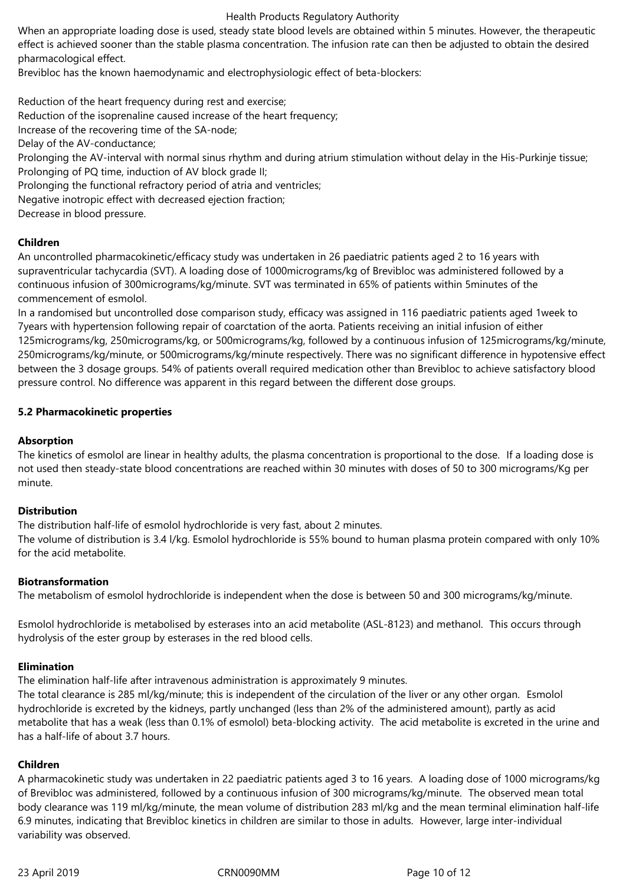When an appropriate loading dose is used, steady state blood levels are obtained within 5 minutes. However, the therapeutic effect is achieved sooner than the stable plasma concentration. The infusion rate can then be adjusted to obtain the desired pharmacological effect.

Brevibloc has the known haemodynamic and electrophysiologic effect of beta-blockers:

Reduction of the heart frequency during rest and exercise;
Reduction of the isoprenaline caused increase of the heart frequency;
Increase of the recovering time of the SA-node;
Delay of the AV-conductance;
Prolonging the AV-interval with normal sinus rhythm and during atrium stimulation without delay in the His-Purkinje tissue;
Prolonging of PQ time, induction of AV block grade II;
Prolonging the functional refractory period of atria and ventricles;
Negative inotropic effect with decreased ejection fraction;
Decrease in blood pressure.

**Children**

An uncontrolled pharmacokinetic/efficacy study was undertaken in 26 paediatric patients aged 2 to 16 years with supraventricular tachycardia (SVT). A loading dose of 1000micrograms/kg of Brevibloc was administered followed by a continuous infusion of 300micrograms/kg/minute. SVT was terminated in 65% of patients within 5minutes of the commencement of esmolol.

In a randomised but uncontrolled dose comparison study, efficacy was assigned in 116 paediatric patients aged 1week to 7years with hypertension following repair of coarctation of the aorta. Patients receiving an initial infusion of either 125micrograms/kg, 250micrograms/kg, or 500micrograms/kg, followed by a continuous infusion of 125micrograms/kg/minute, 250micrograms/kg/minute, or 500micrograms/kg/minute respectively. There was no significant difference in hypotensive effect between the 3 dosage groups. 54% of patients overall required medication other than Brevibloc to achieve satisfactory blood pressure control. No difference was apparent in this regard between the different dose groups.

## 5.2 Pharmacokinetic properties

**Absorption**

The kinetics of esmolol are linear in healthy adults, the plasma concentration is proportional to the dose. If a loading dose is not used then steady-state blood concentrations are reached within 30 minutes with doses of 50 to 300 micrograms/Kg per minute.

**Distribution**

The distribution half-life of esmolol hydrochloride is very fast, about 2 minutes.
The volume of distribution is 3.4 l/kg. Esmolol hydrochloride is 55% bound to human plasma protein compared with only 10% for the acid metabolite.

**Biotransformation**

The metabolism of esmolol hydrochloride is independent when the dose is between 50 and 300 micrograms/kg/minute.

Esmolol hydrochloride is metabolised by esterases into an acid metabolite (ASL-8123) and methanol. This occurs through hydrolysis of the ester group by esterases in the red blood cells.

**Elimination**

The elimination half-life after intravenous administration is approximately 9 minutes.
The total clearance is 285 ml/kg/minute; this is independent of the circulation of the liver or any other organ. Esmolol hydrochloride is excreted by the kidneys, partly unchanged (less than 2% of the administered amount), partly as acid metabolite that has a weak (less than 0.1% of esmolol) beta-blocking activity. The acid metabolite is excreted in the urine and has a half-life of about 3.7 hours.

**Children**

A pharmacokinetic study was undertaken in 22 paediatric patients aged 3 to 16 years. A loading dose of 1000 micrograms/kg of Brevibloc was administered, followed by a continuous infusion of 300 micrograms/kg/minute. The observed mean total body clearance was 119 ml/kg/minute, the mean volume of distribution 283 ml/kg and the mean terminal elimination half-life 6.9 minutes, indicating that Brevibloc kinetics in children are similar to those in adults. However, large inter-individual variability was observed.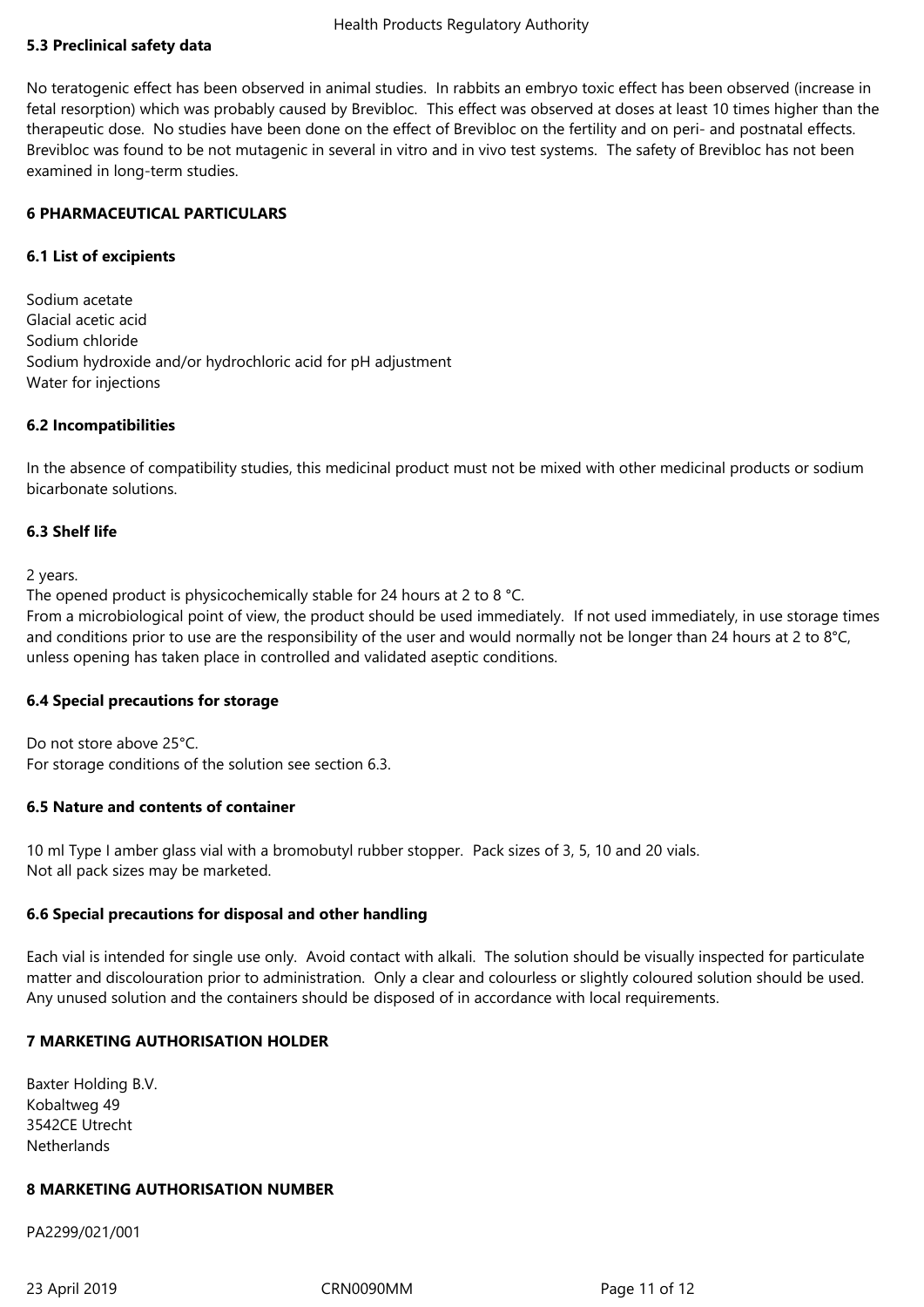## 5.3 Preclinical safety data

No teratogenic effect has been observed in animal studies. In rabbits an embryo toxic effect has been observed (increase in fetal resorption) which was probably caused by Brevibloc. This effect was observed at doses at least 10 times higher than the therapeutic dose. No studies have been done on the effect of Brevibloc on the fertility and on peri- and postnatal effects. Brevibloc was found to be not mutagenic in several in vitro and in vivo test systems. The safety of Brevibloc has not been examined in long-term studies.

# 6 PHARMACEUTICAL PARTICULARS

## 6.1 List of excipients

Sodium acetate
Glacial acetic acid
Sodium chloride
Sodium hydroxide and/or hydrochloric acid for pH adjustment
Water for injections

## 6.2 Incompatibilities

In the absence of compatibility studies, this medicinal product must not be mixed with other medicinal products or sodium bicarbonate solutions.

## 6.3 Shelf life

2 years.
The opened product is physicochemically stable for 24 hours at 2 to 8 °C.
From a microbiological point of view, the product should be used immediately. If not used immediately, in use storage times and conditions prior to use are the responsibility of the user and would normally not be longer than 24 hours at 2 to 8°C, unless opening has taken place in controlled and validated aseptic conditions.

## 6.4 Special precautions for storage

Do not store above 25°C.
For storage conditions of the solution see section 6.3.

## 6.5 Nature and contents of container

10 ml Type I amber glass vial with a bromobutyl rubber stopper. Pack sizes of 3, 5, 10 and 20 vials.
Not all pack sizes may be marketed.

## 6.6 Special precautions for disposal and other handling

Each vial is intended for single use only. Avoid contact with alkali. The solution should be visually inspected for particulate matter and discolouration prior to administration. Only a clear and colourless or slightly coloured solution should be used. Any unused solution and the containers should be disposed of in accordance with local requirements.

# 7 MARKETING AUTHORISATION HOLDER

Baxter Holding B.V.
Kobaltweg 49
3542CE Utrecht
Netherlands

# 8 MARKETING AUTHORISATION NUMBER

PA2299/021/001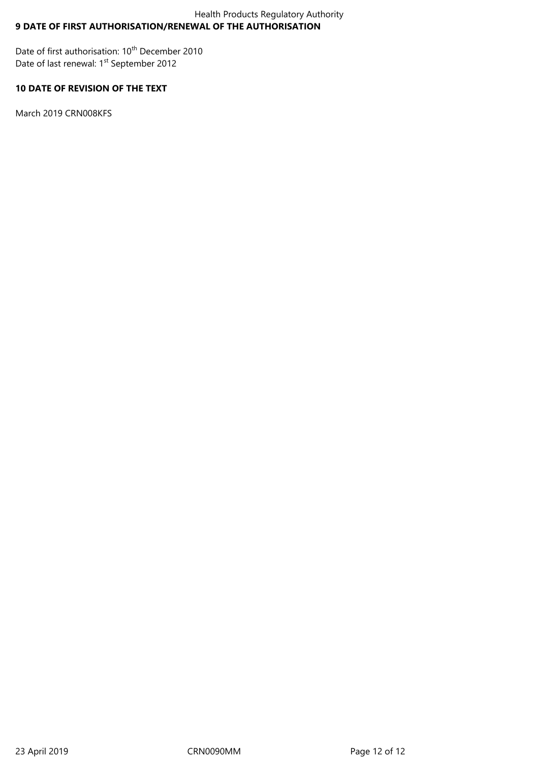## 9 DATE OF FIRST AUTHORISATION/RENEWAL OF THE AUTHORISATION

Date of first authorisation: 10th December 2010
Date of last renewal: 1st September 2012

## 10 DATE OF REVISION OF THE TEXT

March 2019 CRN008KFS